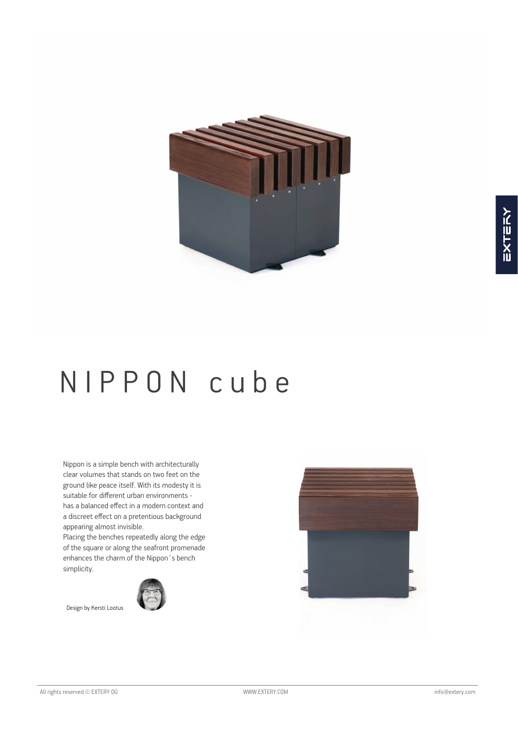# NIPPON cube

Nippon is a simple bench with architecturally clear volumes that stands on two feet on the ground like peace itself. With its modesty it is suitable for different urban environments - has a balanced effect in a modern context and a discreet effect on a pretentious background appearing almost invisible.
Placing the benches repeatedly along the edge of the square or along the seafront promenade enhances the charm of the Nippon´s bench simplicity.

Design by Kersti Lootus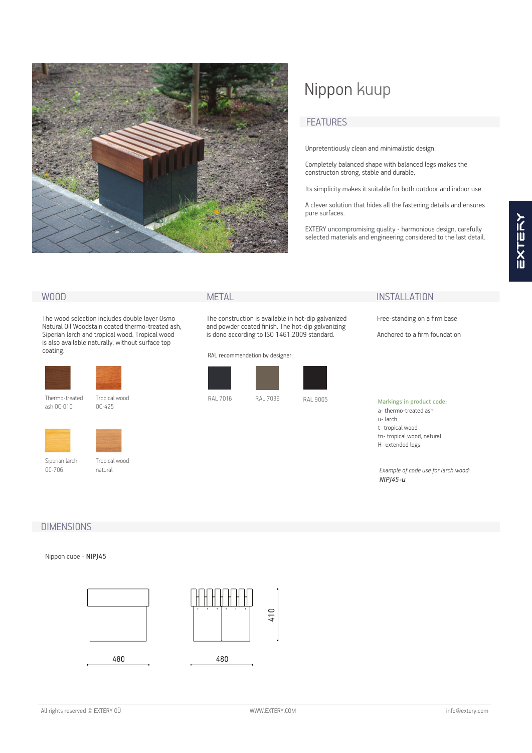# Nippon kuup

## FEATURES

Unpretentiously clean and minimalistic design.

Completely balanced shape with balanced legs makes the constructon strong, stable and durable.

Its simplicity makes it suitable for both outdoor and indoor use.

A clever solution that hides all the fastening details and ensures pure surfaces.

EXTERY uncompromising quality - harmonious design, carefully selected materials and engineering considered to the last detail.

## WOOD

The wood selection includes double layer Osmo Natural Oil Woodstain coated thermo-treated ash, Siperian larch and tropical wood. Tropical wood is also available naturally, without surface top coating.

Thermo-treated ash OC-010

Tropical wood OC-425

Siperian larch OC-706

Tropical wood natural

## METAL

The construction is available in hot-dip galvanized and powder coated finish. The hot-dip galvanizing is done according to ISO 1461:2009 standard.

RAL recommendation by designer:

RAL 7016

RAL 7039

RAL 9005

## INSTALLATION

Free-standing on a firm base

Anchored to a firm foundation

Markings in product code:

- a- thermo-treated ash
- u- larch
- t- tropical wood
- tn- tropical wood, natural
- H- extended legs

*Example of code use for larch wood:*
***NIPJ45-u***

## DIMENSIONS

Nippon cube - **NIPJ45**

480

480

410